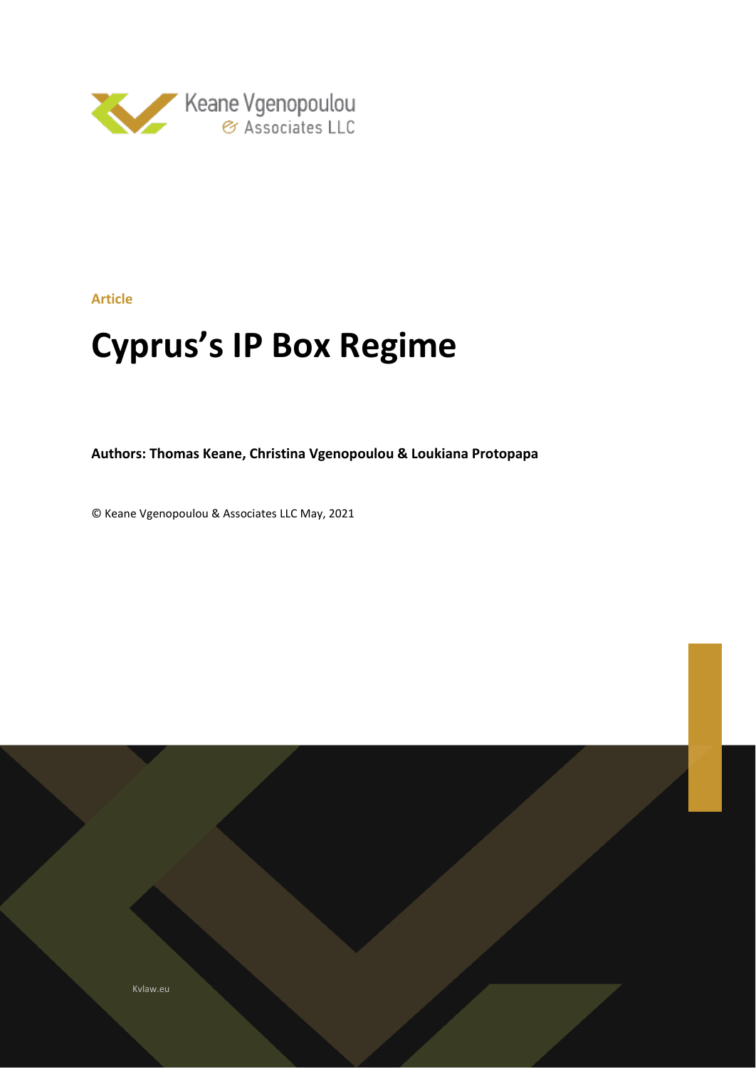Keane Vgenopoulou & Associates LLC

**Article**

# Cyprus's IP Box Regime

**Authors: Thomas Keane, Christina Vgenopoulou & Loukiana Protopapa**

© Keane Vgenopoulou & Associates LLC May, 2021

Kvlaw.eu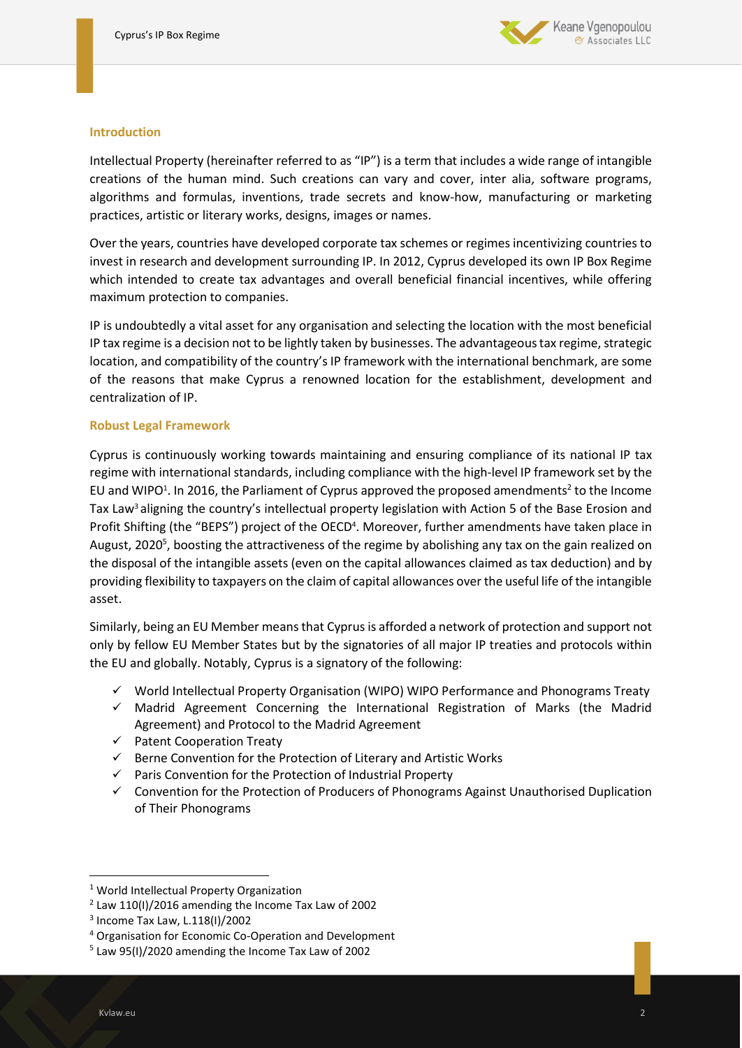## Introduction

Intellectual Property (hereinafter referred to as "IP") is a term that includes a wide range of intangible creations of the human mind. Such creations can vary and cover, inter alia, software programs, algorithms and formulas, inventions, trade secrets and know-how, manufacturing or marketing practices, artistic or literary works, designs, images or names.

Over the years, countries have developed corporate tax schemes or regimes incentivizing countries to invest in research and development surrounding IP. In 2012, Cyprus developed its own IP Box Regime which intended to create tax advantages and overall beneficial financial incentives, while offering maximum protection to companies.

IP is undoubtedly a vital asset for any organisation and selecting the location with the most beneficial IP tax regime is a decision not to be lightly taken by businesses. The advantageous tax regime, strategic location, and compatibility of the country's IP framework with the international benchmark, are some of the reasons that make Cyprus a renowned location for the establishment, development and centralization of IP.

## Robust Legal Framework

Cyprus is continuously working towards maintaining and ensuring compliance of its national IP tax regime with international standards, including compliance with the high-level IP framework set by the EU and WIPO[1]. In 2016, the Parliament of Cyprus approved the proposed amendments[2] to the Income Tax Law[3] aligning the country's intellectual property legislation with Action 5 of the Base Erosion and Profit Shifting (the "BEPS") project of the OECD[4]. Moreover, further amendments have taken place in August, 2020[5], boosting the attractiveness of the regime by abolishing any tax on the gain realized on the disposal of the intangible assets (even on the capital allowances claimed as tax deduction) and by providing flexibility to taxpayers on the claim of capital allowances over the useful life of the intangible asset.

Similarly, being an EU Member means that Cyprus is afforded a network of protection and support not only by fellow EU Member States but by the signatories of all major IP treaties and protocols within the EU and globally. Notably, Cyprus is a signatory of the following:

- ✓ World Intellectual Property Organisation (WIPO) WIPO Performance and Phonograms Treaty
- ✓ Madrid Agreement Concerning the International Registration of Marks (the Madrid Agreement) and Protocol to the Madrid Agreement
- ✓ Patent Cooperation Treaty
- ✓ Berne Convention for the Protection of Literary and Artistic Works
- ✓ Paris Convention for the Protection of Industrial Property
- ✓ Convention for the Protection of Producers of Phonograms Against Unauthorised Duplication of Their Phonograms

---

[1] World Intellectual Property Organization
[2] Law 110(I)/2016 amending the Income Tax Law of 2002
[3] Income Tax Law, L.118(I)/2002
[4] Organisation for Economic Co-Operation and Development
[5] Law 95(I)/2020 amending the Income Tax Law of 2002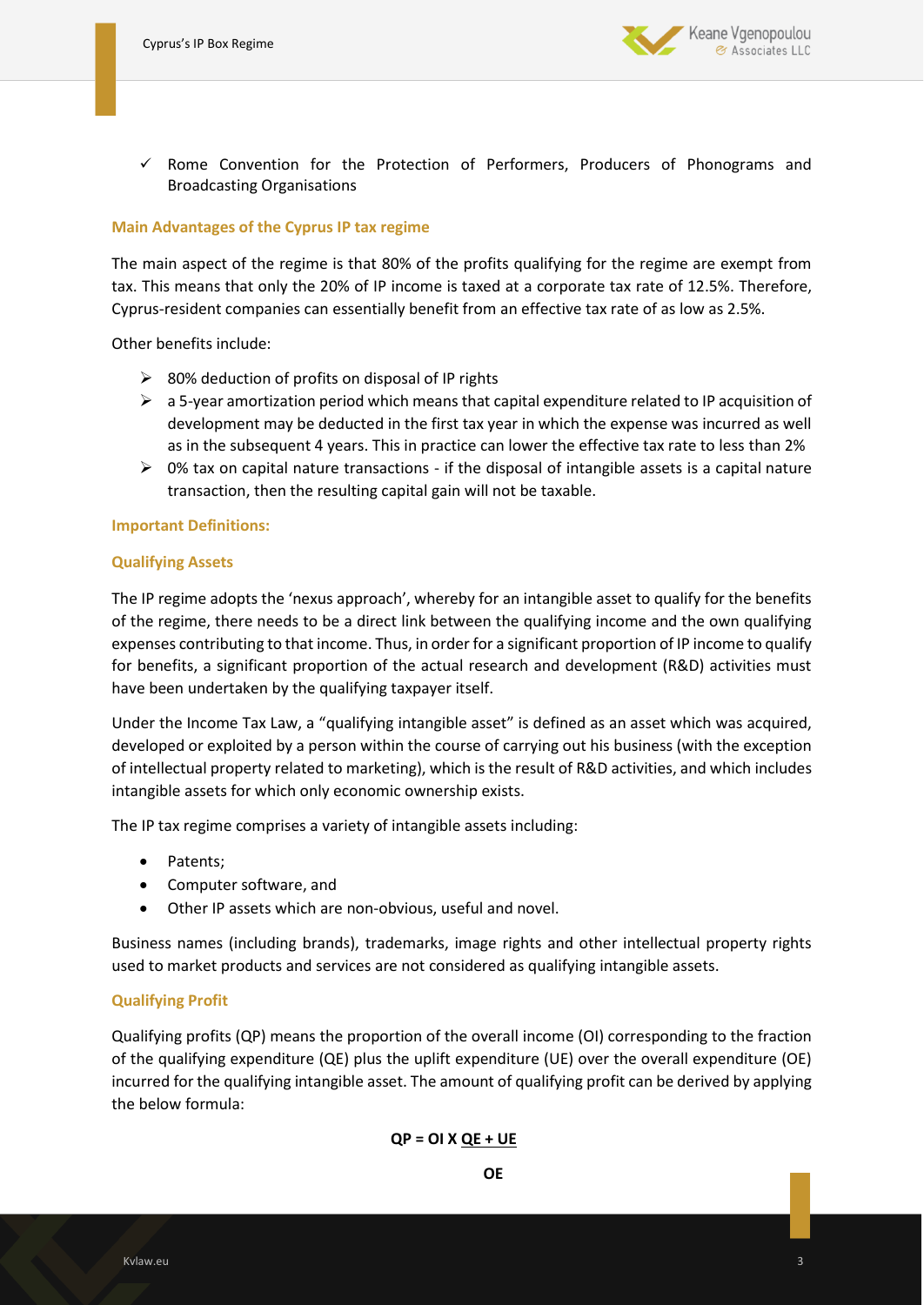- ✓ Rome Convention for the Protection of Performers, Producers of Phonograms and Broadcasting Organisations

### Main Advantages of the Cyprus IP tax regime

The main aspect of the regime is that 80% of the profits qualifying for the regime are exempt from tax. This means that only the 20% of IP income is taxed at a corporate tax rate of 12.5%. Therefore, Cyprus-resident companies can essentially benefit from an effective tax rate of as low as 2.5%.

Other benefits include:

- 80% deduction of profits on disposal of IP rights
- a 5-year amortization period which means that capital expenditure related to IP acquisition of development may be deducted in the first tax year in which the expense was incurred as well as in the subsequent 4 years. This in practice can lower the effective tax rate to less than 2%
- 0% tax on capital nature transactions - if the disposal of intangible assets is a capital nature transaction, then the resulting capital gain will not be taxable.

### Important Definitions:

### Qualifying Assets

The IP regime adopts the 'nexus approach', whereby for an intangible asset to qualify for the benefits of the regime, there needs to be a direct link between the qualifying income and the own qualifying expenses contributing to that income. Thus, in order for a significant proportion of IP income to qualify for benefits, a significant proportion of the actual research and development (R&D) activities must have been undertaken by the qualifying taxpayer itself.

Under the Income Tax Law, a "qualifying intangible asset" is defined as an asset which was acquired, developed or exploited by a person within the course of carrying out his business (with the exception of intellectual property related to marketing), which is the result of R&D activities, and which includes intangible assets for which only economic ownership exists.

The IP tax regime comprises a variety of intangible assets including:

- Patents;
- Computer software, and
- Other IP assets which are non-obvious, useful and novel.

Business names (including brands), trademarks, image rights and other intellectual property rights used to market products and services are not considered as qualifying intangible assets.

### Qualifying Profit

Qualifying profits (QP) means the proportion of the overall income (OI) corresponding to the fraction of the qualifying expenditure (QE) plus the uplift expenditure (UE) over the overall expenditure (OE) incurred for the qualifying intangible asset. The amount of qualifying profit can be derived by applying the below formula:

$$QP = OI \times \frac{QE + UE}{OE}$$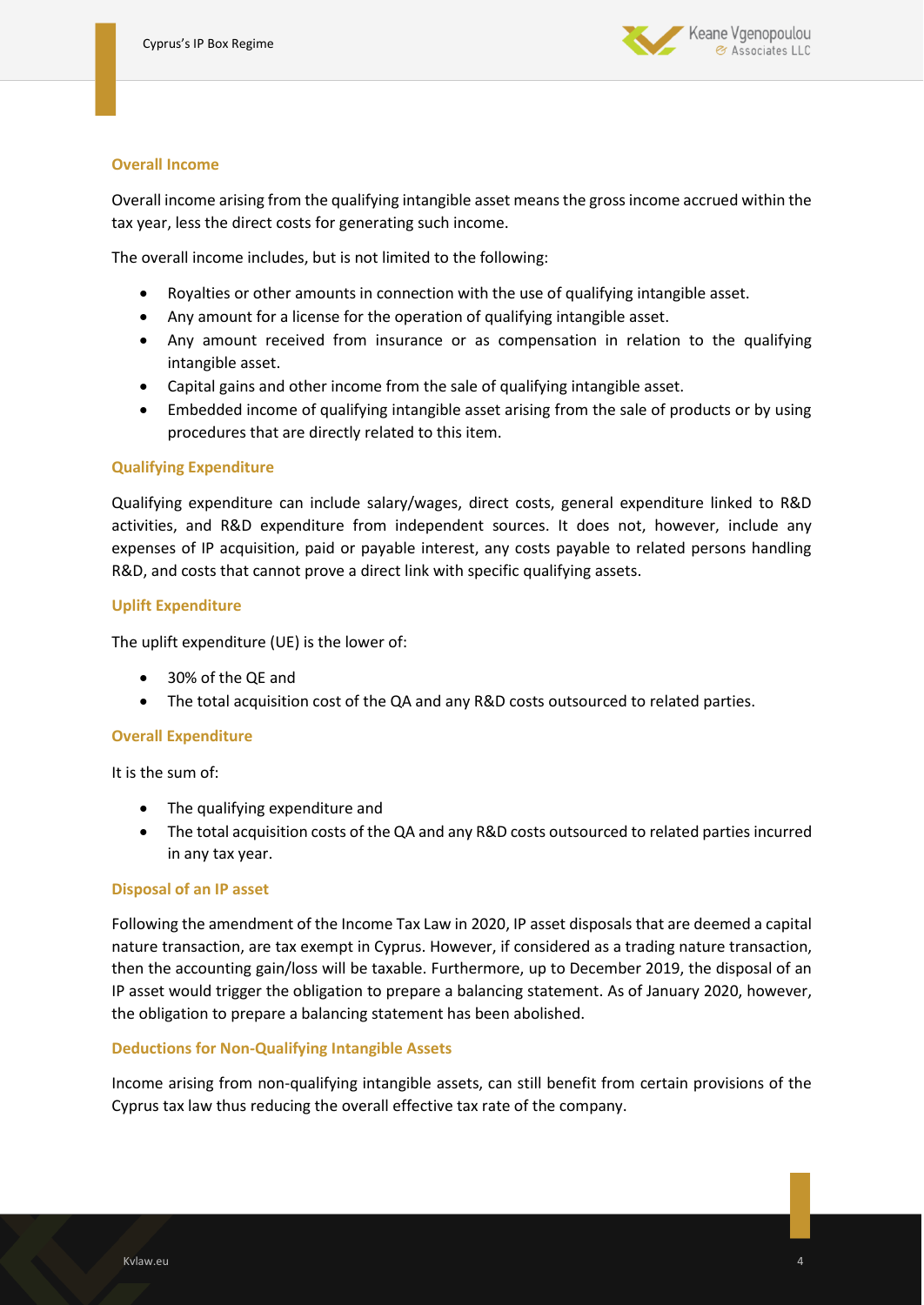### Overall Income

Overall income arising from the qualifying intangible asset means the gross income accrued within the tax year, less the direct costs for generating such income.

The overall income includes, but is not limited to the following:

- Royalties or other amounts in connection with the use of qualifying intangible asset.
- Any amount for a license for the operation of qualifying intangible asset.
- Any amount received from insurance or as compensation in relation to the qualifying intangible asset.
- Capital gains and other income from the sale of qualifying intangible asset.
- Embedded income of qualifying intangible asset arising from the sale of products or by using procedures that are directly related to this item.

### Qualifying Expenditure

Qualifying expenditure can include salary/wages, direct costs, general expenditure linked to R&D activities, and R&D expenditure from independent sources. It does not, however, include any expenses of IP acquisition, paid or payable interest, any costs payable to related persons handling R&D, and costs that cannot prove a direct link with specific qualifying assets.

### Uplift Expenditure

The uplift expenditure (UE) is the lower of:

- 30% of the QE and
- The total acquisition cost of the QA and any R&D costs outsourced to related parties.

### Overall Expenditure

It is the sum of:

- The qualifying expenditure and
- The total acquisition costs of the QA and any R&D costs outsourced to related parties incurred in any tax year.

### Disposal of an IP asset

Following the amendment of the Income Tax Law in 2020, IP asset disposals that are deemed a capital nature transaction, are tax exempt in Cyprus. However, if considered as a trading nature transaction, then the accounting gain/loss will be taxable. Furthermore, up to December 2019, the disposal of an IP asset would trigger the obligation to prepare a balancing statement. As of January 2020, however, the obligation to prepare a balancing statement has been abolished.

### Deductions for Non-Qualifying Intangible Assets

Income arising from non-qualifying intangible assets, can still benefit from certain provisions of the Cyprus tax law thus reducing the overall effective tax rate of the company.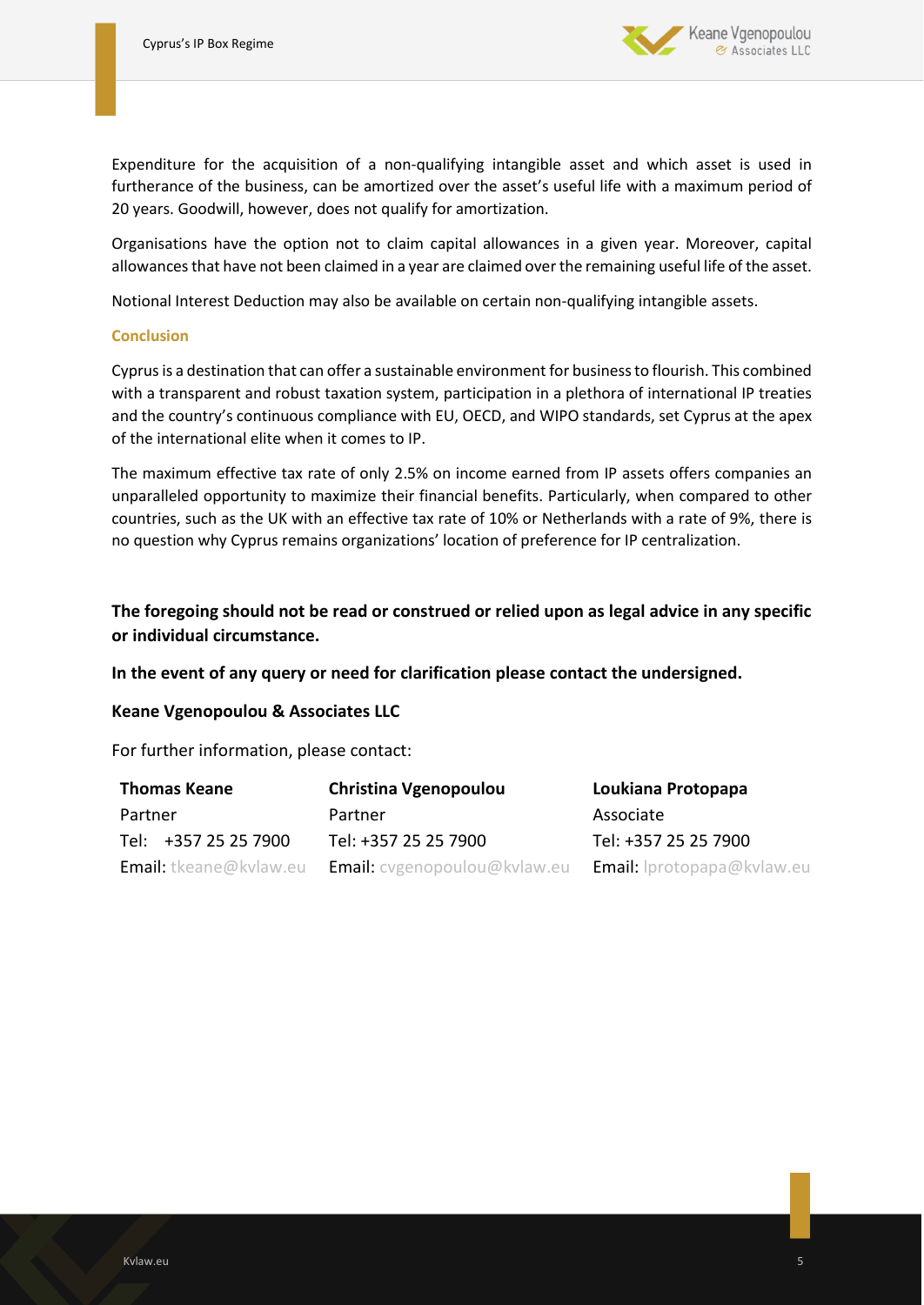Expenditure for the acquisition of a non-qualifying intangible asset and which asset is used in furtherance of the business, can be amortized over the asset's useful life with a maximum period of 20 years. Goodwill, however, does not qualify for amortization.

Organisations have the option not to claim capital allowances in a given year. Moreover, capital allowances that have not been claimed in a year are claimed over the remaining useful life of the asset.

Notional Interest Deduction may also be available on certain non-qualifying intangible assets.

### Conclusion

Cyprus is a destination that can offer a sustainable environment for business to flourish. This combined with a transparent and robust taxation system, participation in a plethora of international IP treaties and the country's continuous compliance with EU, OECD, and WIPO standards, set Cyprus at the apex of the international elite when it comes to IP.

The maximum effective tax rate of only 2.5% on income earned from IP assets offers companies an unparalleled opportunity to maximize their financial benefits. Particularly, when compared to other countries, such as the UK with an effective tax rate of 10% or Netherlands with a rate of 9%, there is no question why Cyprus remains organizations' location of preference for IP centralization.

**The foregoing should not be read or construed or relied upon as legal advice in any specific or individual circumstance.**

**In the event of any query or need for clarification please contact the undersigned.**

**Keane Vgenopoulou & Associates LLC**

For further information, please contact:

| | | |
|---|---|---|
| **Thomas Keane** | **Christina Vgenopoulou** | **Loukiana Protopapa** |
| Partner | Partner | Associate |
| Tel: +357 25 25 7900 | Tel: +357 25 25 7900 | Tel: +357 25 25 7900 |
| Email: tkeane@kvlaw.eu | Email: cvgenopoulou@kvlaw.eu | Email: lprotopapa@kvlaw.eu |